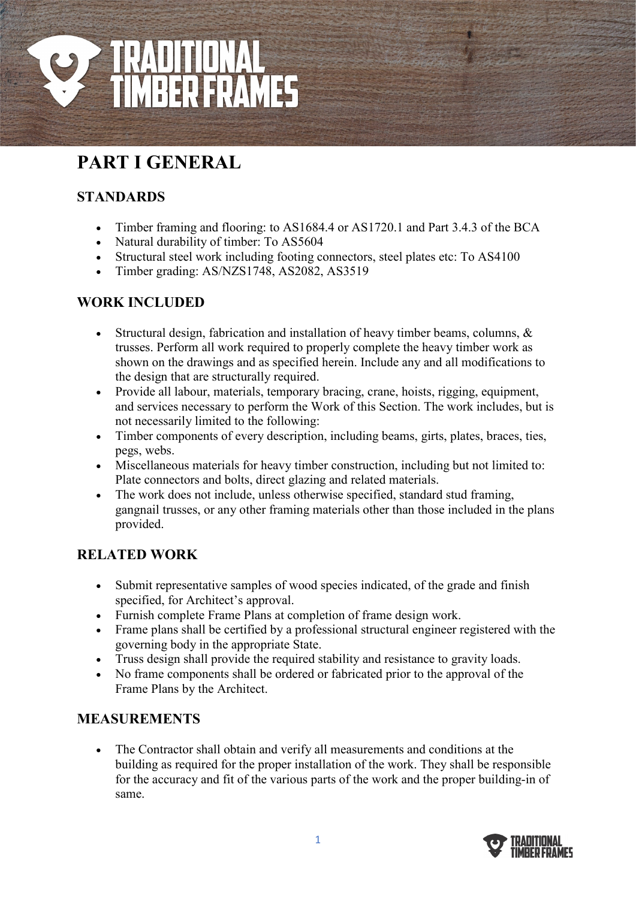# PART I GENERAL

## STANDARDS

- Timber framing and flooring: to AS1684.4 or AS1720.1 and Part 3.4.3 of the BCA
- Natural durability of timber: To AS5604
- Structural steel work including footing connectors, steel plates etc: To AS4100
- Timber grading: AS/NZS1748, AS2082, AS3519

## WORK INCLUDED

- Structural design, fabrication and installation of heavy timber beams, columns, & trusses. Perform all work required to properly complete the heavy timber work as shown on the drawings and as specified herein. Include any and all modifications to the design that are structurally required.
- Provide all labour, materials, temporary bracing, crane, hoists, rigging, equipment, and services necessary to perform the Work of this Section. The work includes, but is not necessarily limited to the following:
- Timber components of every description, including beams, girts, plates, braces, ties, pegs, webs.
- Miscellaneous materials for heavy timber construction, including but not limited to: Plate connectors and bolts, direct glazing and related materials.
- The work does not include, unless otherwise specified, standard stud framing, gangnail trusses, or any other framing materials other than those included in the plans provided.

## RELATED WORK

- Submit representative samples of wood species indicated, of the grade and finish specified, for Architect's approval.
- Furnish complete Frame Plans at completion of frame design work.
- Frame plans shall be certified by a professional structural engineer registered with the governing body in the appropriate State.
- Truss design shall provide the required stability and resistance to gravity loads.
- No frame components shall be ordered or fabricated prior to the approval of the Frame Plans by the Architect.

## MEASUREMENTS

- The Contractor shall obtain and verify all measurements and conditions at the building as required for the proper installation of the work. They shall be responsible for the accuracy and fit of the various parts of the work and the proper building-in of same.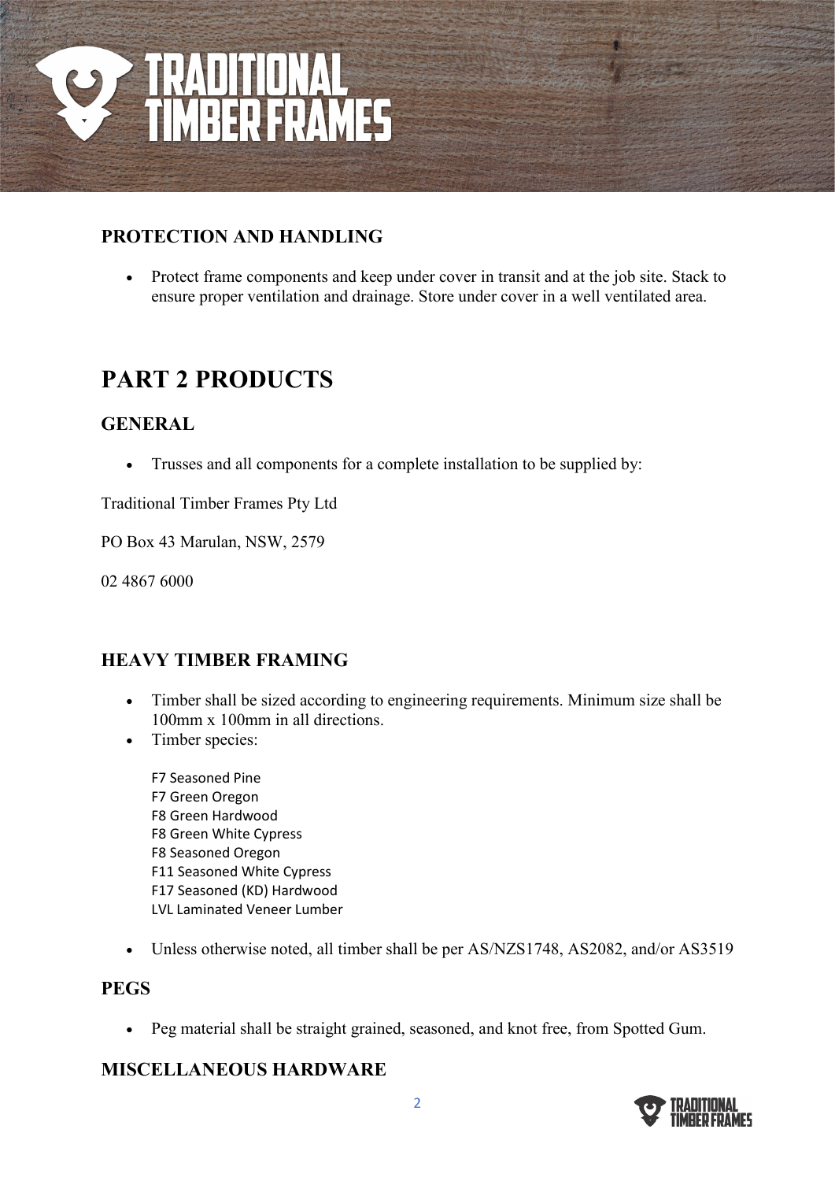## PROTECTION AND HANDLING

- Protect frame components and keep under cover in transit and at the job site. Stack to ensure proper ventilation and drainage. Store under cover in a well ventilated area.

# PART 2 PRODUCTS

## GENERAL

- Trusses and all components for a complete installation to be supplied by:

Traditional Timber Frames Pty Ltd

PO Box 43 Marulan, NSW, 2579

02 4867 6000

## HEAVY TIMBER FRAMING

- Timber shall be sized according to engineering requirements. Minimum size shall be 100mm x 100mm in all directions.
- Timber species:

  F7 Seasoned Pine
  F7 Green Oregon
  F8 Green Hardwood
  F8 Green White Cypress
  F8 Seasoned Oregon
  F11 Seasoned White Cypress
  F17 Seasoned (KD) Hardwood
  LVL Laminated Veneer Lumber

- Unless otherwise noted, all timber shall be per AS/NZS1748, AS2082, and/or AS3519

## PEGS

- Peg material shall be straight grained, seasoned, and knot free, from Spotted Gum.

## MISCELLANEOUS HARDWARE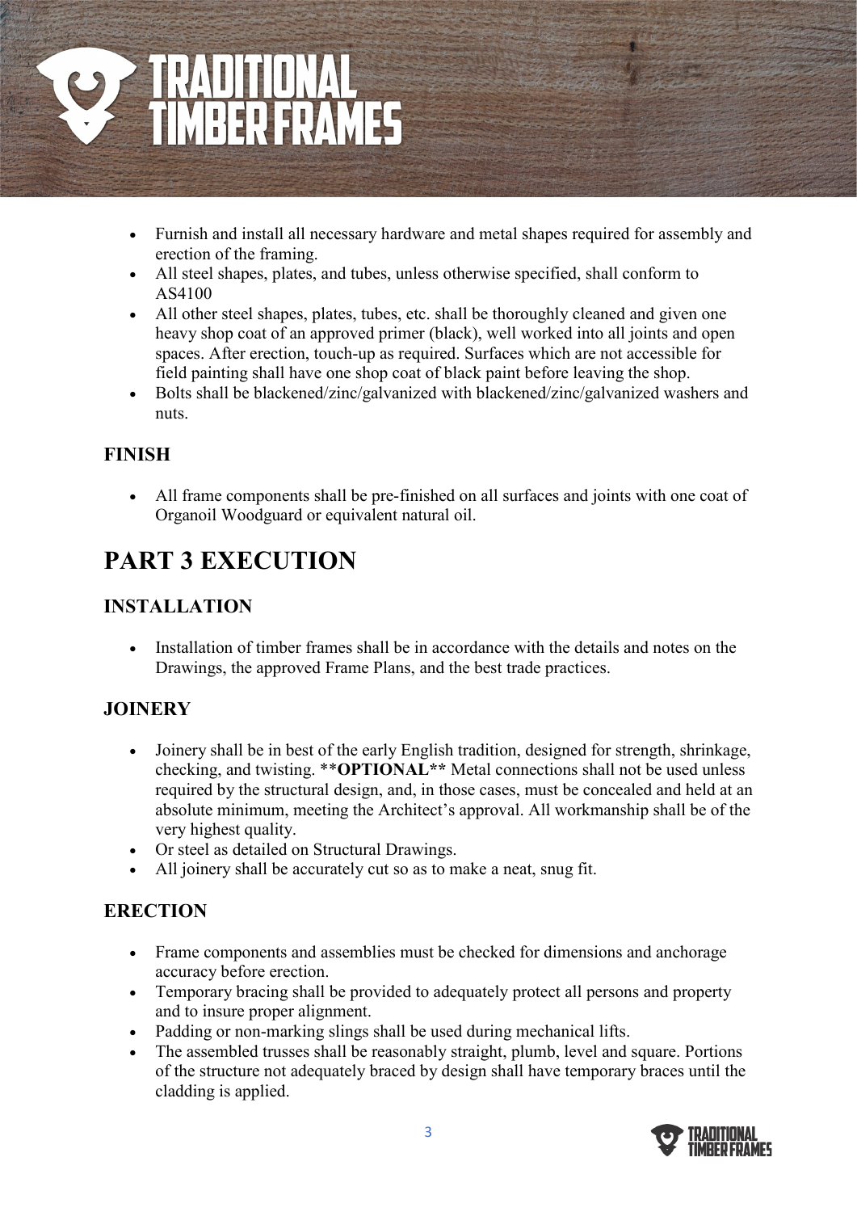- Furnish and install all necessary hardware and metal shapes required for assembly and erection of the framing.
- All steel shapes, plates, and tubes, unless otherwise specified, shall conform to AS4100
- All other steel shapes, plates, tubes, etc. shall be thoroughly cleaned and given one heavy shop coat of an approved primer (black), well worked into all joints and open spaces. After erection, touch-up as required. Surfaces which are not accessible for field painting shall have one shop coat of black paint before leaving the shop.
- Bolts shall be blackened/zinc/galvanized with blackened/zinc/galvanized washers and nuts.

### FINISH

- All frame components shall be pre-finished on all surfaces and joints with one coat of Organoil Woodguard or equivalent natural oil.

## PART 3 EXECUTION

### INSTALLATION

- Installation of timber frames shall be in accordance with the details and notes on the Drawings, the approved Frame Plans, and the best trade practices.

### JOINERY

- Joinery shall be in best of the early English tradition, designed for strength, shrinkage, checking, and twisting. ****OPTIONAL**** Metal connections shall not be used unless required by the structural design, and, in those cases, must be concealed and held at an absolute minimum, meeting the Architect's approval. All workmanship shall be of the very highest quality.
- Or steel as detailed on Structural Drawings.
- All joinery shall be accurately cut so as to make a neat, snug fit.

### ERECTION

- Frame components and assemblies must be checked for dimensions and anchorage accuracy before erection.
- Temporary bracing shall be provided to adequately protect all persons and property and to insure proper alignment.
- Padding or non-marking slings shall be used during mechanical lifts.
- The assembled trusses shall be reasonably straight, plumb, level and square. Portions of the structure not adequately braced by design shall have temporary braces until the cladding is applied.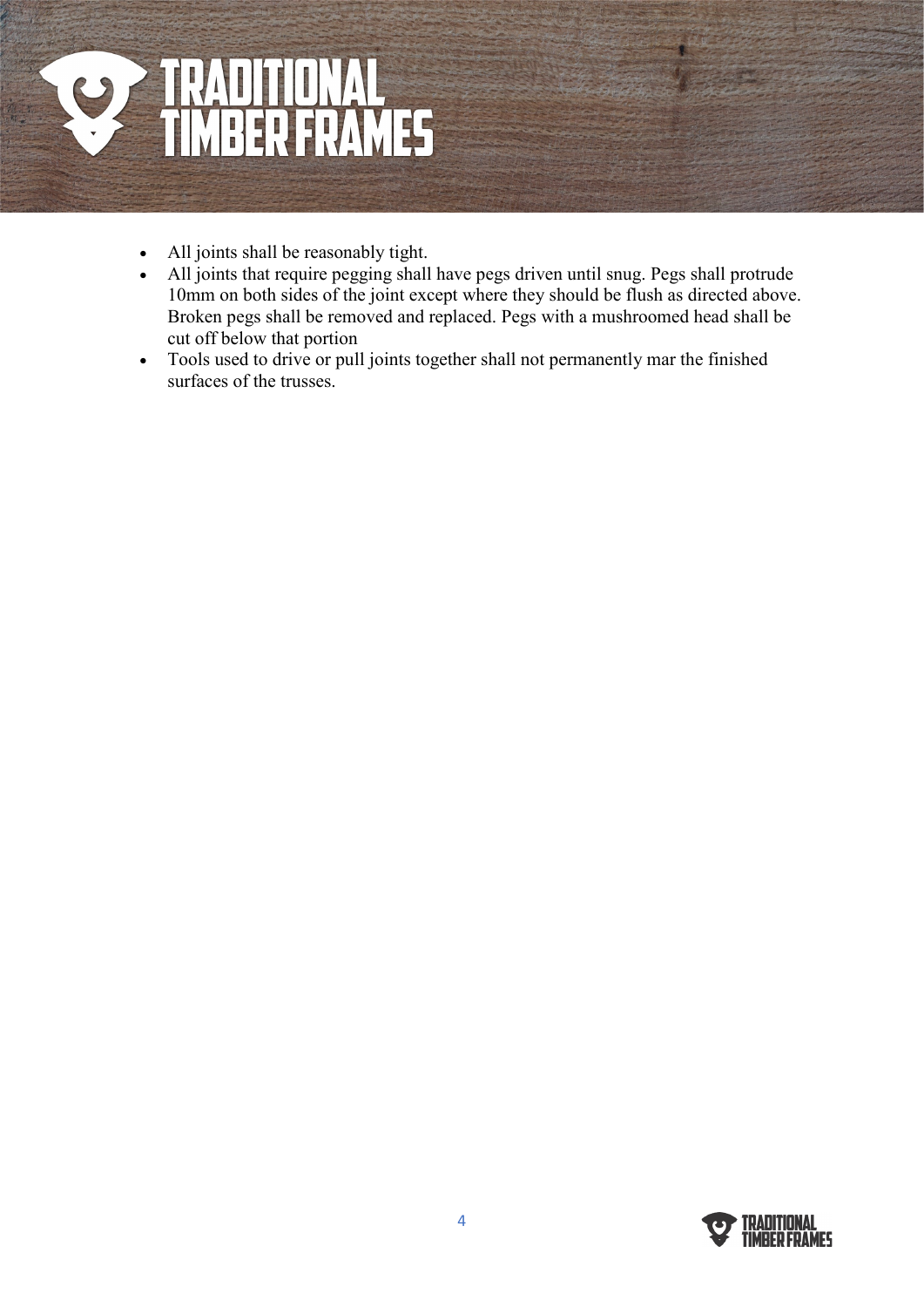- All joints shall be reasonably tight.
- All joints that require pegging shall have pegs driven until snug. Pegs shall protrude 10mm on both sides of the joint except where they should be flush as directed above. Broken pegs shall be removed and replaced. Pegs with a mushroomed head shall be cut off below that portion
- Tools used to drive or pull joints together shall not permanently mar the finished surfaces of the trusses.